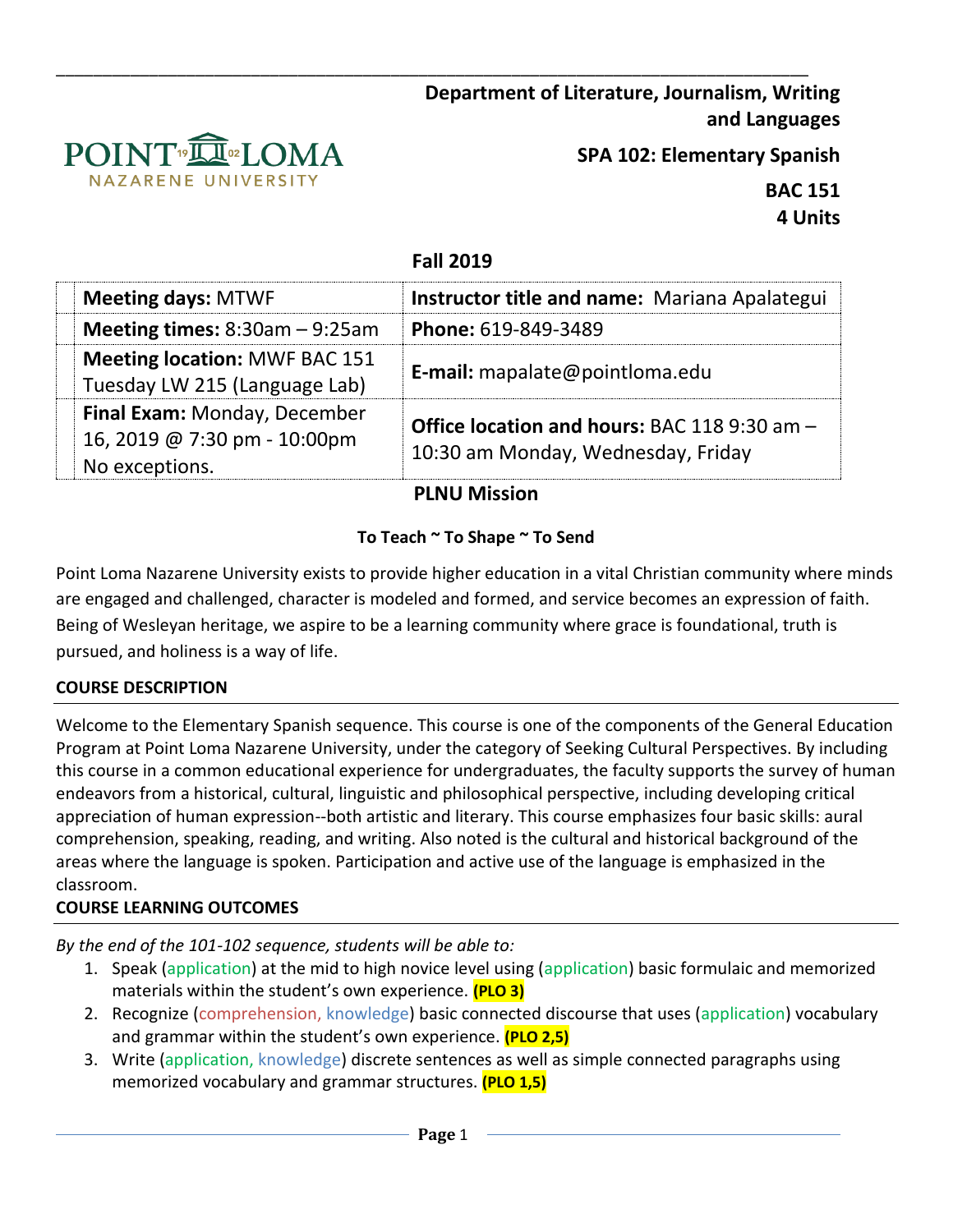**Department of Literature, Journalism, Writing and Languages**

**SPA 102: Elementary Spanish**

**BAC 151**
**4 Units**

**Fall 2019**

| **Meeting days:** MTWF | **Instructor title and name:** Mariana Apalategui |
|---|---|
| **Meeting times:** 8:30am – 9:25am | **Phone:** 619-849-3489 |
| **Meeting location:** MWF BAC 151 Tuesday LW 215 (Language Lab) | **E-mail:** mapalate@pointloma.edu |
| **Final Exam:** Monday, December 16, 2019 @ 7:30 pm - 10:00pm No exceptions. | **Office location and hours:** BAC 118 9:30 am – 10:30 am Monday, Wednesday, Friday |

## PLNU Mission

**To Teach ~ To Shape ~ To Send**

Point Loma Nazarene University exists to provide higher education in a vital Christian community where minds are engaged and challenged, character is modeled and formed, and service becomes an expression of faith. Being of Wesleyan heritage, we aspire to be a learning community where grace is foundational, truth is pursued, and holiness is a way of life.

### COURSE DESCRIPTION

Welcome to the Elementary Spanish sequence. This course is one of the components of the General Education Program at Point Loma Nazarene University, under the category of Seeking Cultural Perspectives. By including this course in a common educational experience for undergraduates, the faculty supports the survey of human endeavors from a historical, cultural, linguistic and philosophical perspective, including developing critical appreciation of human expression--both artistic and literary. This course emphasizes four basic skills: aural comprehension, speaking, reading, and writing. Also noted is the cultural and historical background of the areas where the language is spoken. Participation and active use of the language is emphasized in the classroom.

### COURSE LEARNING OUTCOMES

*By the end of the 101-102 sequence, students will be able to:*

1. Speak (application) at the mid to high novice level using (application) basic formulaic and memorized materials within the student's own experience. **(PLO 3)**
2. Recognize (comprehension, knowledge) basic connected discourse that uses (application) vocabulary and grammar within the student's own experience. **(PLO 2,5)**
3. Write (application, knowledge) discrete sentences as well as simple connected paragraphs using memorized vocabulary and grammar structures. **(PLO 1,5)**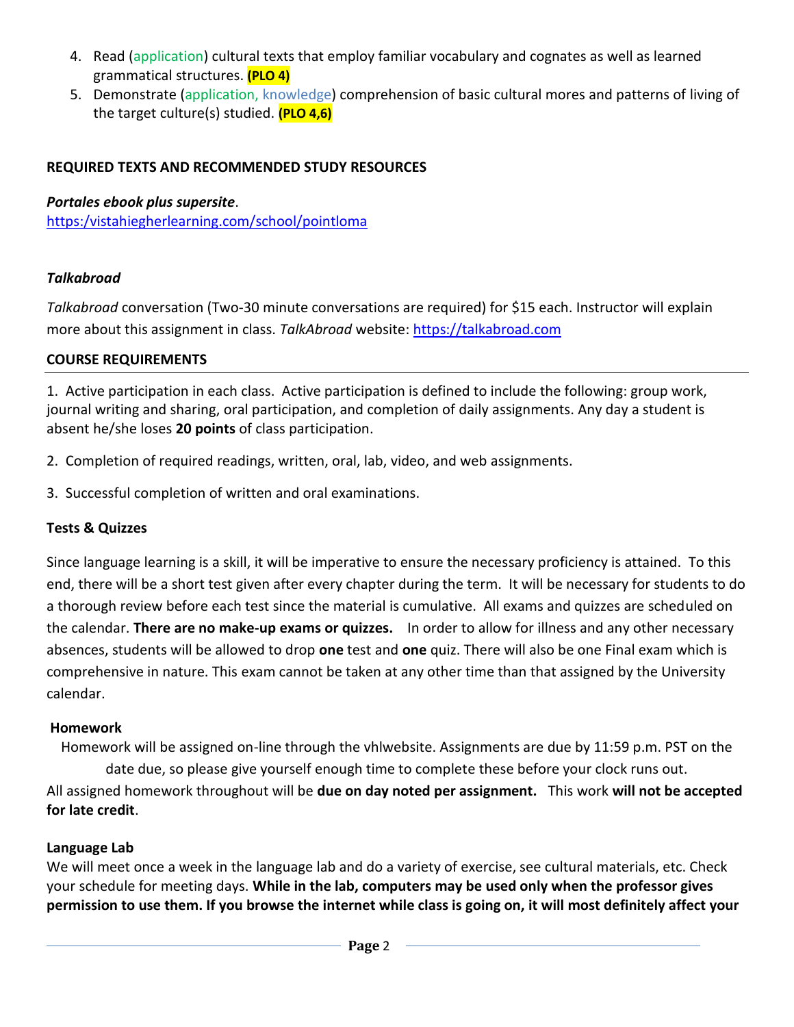4. Read (application) cultural texts that employ familiar vocabulary and cognates as well as learned grammatical structures. **(PLO 4)**
5. Demonstrate (application, knowledge) comprehension of basic cultural mores and patterns of living of the target culture(s) studied. **(PLO 4,6)**

**REQUIRED TEXTS AND RECOMMENDED STUDY RESOURCES**

***Portales ebook plus supersite***.
https:/vistahiegherlearning.com/school/pointloma

***Talkabroad***

*Talkabroad* conversation (Two-30 minute conversations are required) for $15 each. Instructor will explain more about this assignment in class. *TalkAbroad* website: https://talkabroad.com

**COURSE REQUIREMENTS**

1. Active participation in each class. Active participation is defined to include the following: group work, journal writing and sharing, oral participation, and completion of daily assignments. Any day a student is absent he/she loses **20 points** of class participation.

2. Completion of required readings, written, oral, lab, video, and web assignments.

3. Successful completion of written and oral examinations.

**Tests & Quizzes**

Since language learning is a skill, it will be imperative to ensure the necessary proficiency is attained. To this end, there will be a short test given after every chapter during the term. It will be necessary for students to do a thorough review before each test since the material is cumulative. All exams and quizzes are scheduled on the calendar. **There are no make-up exams or quizzes.** In order to allow for illness and any other necessary absences, students will be allowed to drop **one** test and **one** quiz. There will also be one Final exam which is comprehensive in nature. This exam cannot be taken at any other time than that assigned by the University calendar.

**Homework**

Homework will be assigned on-line through the vhlwebsite. Assignments are due by 11:59 p.m. PST on the date due, so please give yourself enough time to complete these before your clock runs out.

All assigned homework throughout will be **due on day noted per assignment.** This work **will not be accepted for late credit**.

**Language Lab**

We will meet once a week in the language lab and do a variety of exercise, see cultural materials, etc. Check your schedule for meeting days. **While in the lab, computers may be used only when the professor gives permission to use them. If you browse the internet while class is going on, it will most definitely affect your**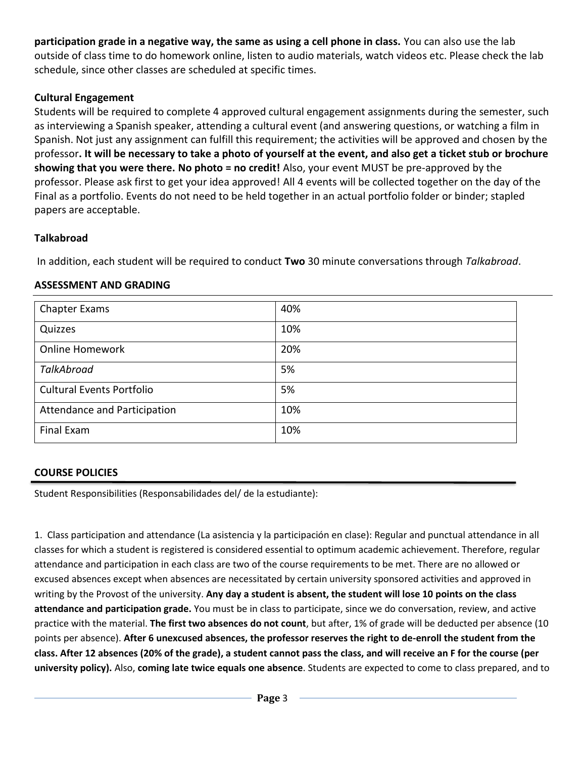**participation grade in a negative way, the same as using a cell phone in class.** You can also use the lab outside of class time to do homework online, listen to audio materials, watch videos etc. Please check the lab schedule, since other classes are scheduled at specific times.

### Cultural Engagement

Students will be required to complete 4 approved cultural engagement assignments during the semester, such as interviewing a Spanish speaker, attending a cultural event (and answering questions, or watching a film in Spanish. Not just any assignment can fulfill this requirement; the activities will be approved and chosen by the professor**. It will be necessary to take a photo of yourself at the event, and also get a ticket stub or brochure showing that you were there. No photo = no credit!** Also, your event MUST be pre-approved by the professor. Please ask first to get your idea approved! All 4 events will be collected together on the day of the Final as a portfolio. Events do not need to be held together in an actual portfolio folder or binder; stapled papers are acceptable.

### Talkabroad

In addition, each student will be required to conduct **Two** 30 minute conversations through *Talkabroad*.

## ASSESSMENT AND GRADING

| Chapter Exams | 40% |
|---|---|
| Quizzes | 10% |
| Online Homework | 20% |
| *TalkAbroad* | 5% |
| Cultural Events Portfolio | 5% |
| Attendance and Participation | 10% |
| Final Exam | 10% |

## COURSE POLICIES

Student Responsibilities (Responsabilidades del/ de la estudiante):

1. Class participation and attendance (La asistencia y la participación en clase): Regular and punctual attendance in all classes for which a student is registered is considered essential to optimum academic achievement. Therefore, regular attendance and participation in each class are two of the course requirements to be met. There are no allowed or excused absences except when absences are necessitated by certain university sponsored activities and approved in writing by the Provost of the university. **Any day a student is absent, the student will lose 10 points on the class attendance and participation grade.** You must be in class to participate, since we do conversation, review, and active practice with the material. **The first two absences do not count**, but after, 1% of grade will be deducted per absence (10 points per absence). **After 6 unexcused absences, the professor reserves the right to de-enroll the student from the class. After 12 absences (20% of the grade), a student cannot pass the class, and will receive an F for the course (per university policy).** Also, **coming late twice equals one absence**. Students are expected to come to class prepared, and to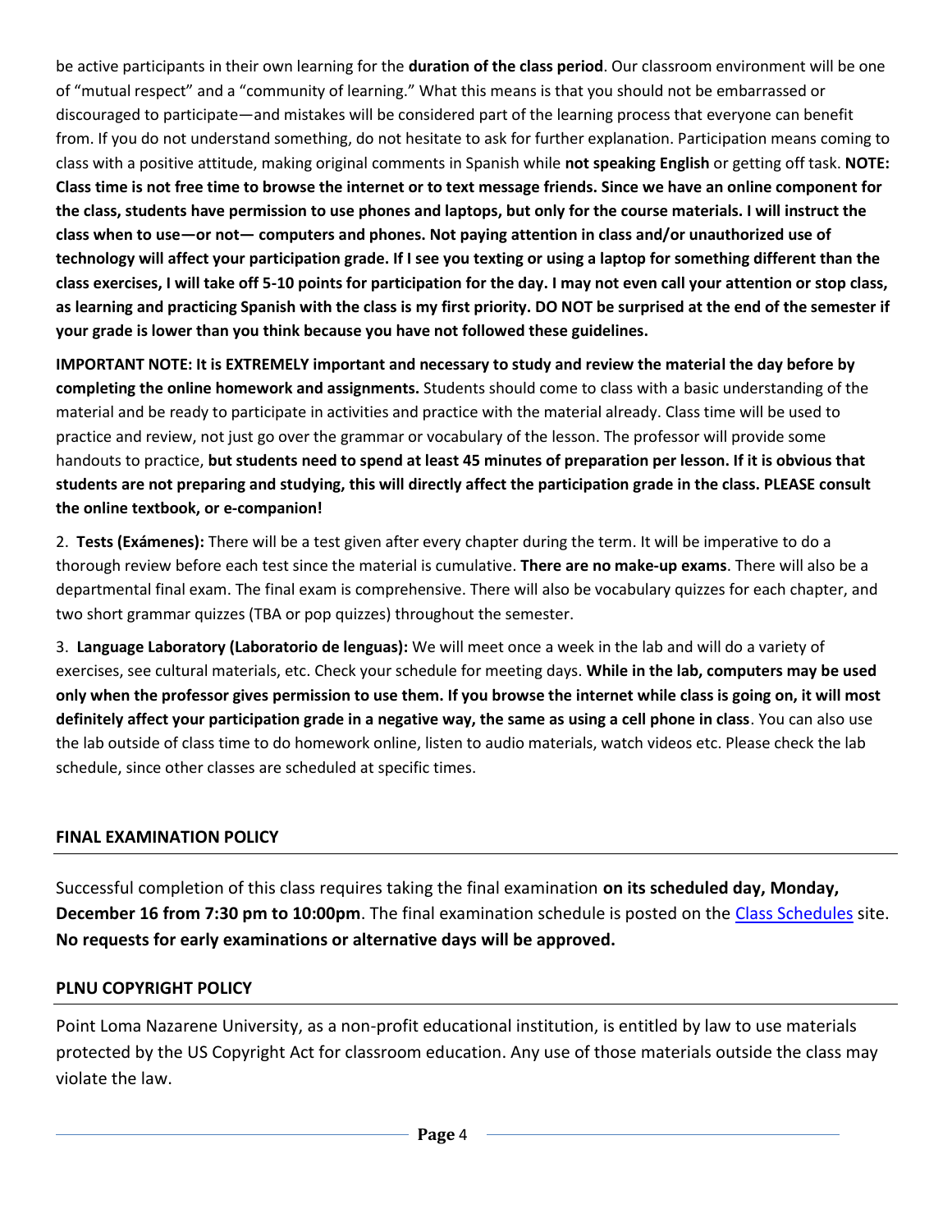be active participants in their own learning for the **duration of the class period**. Our classroom environment will be one of "mutual respect" and a "community of learning." What this means is that you should not be embarrassed or discouraged to participate—and mistakes will be considered part of the learning process that everyone can benefit from. If you do not understand something, do not hesitate to ask for further explanation. Participation means coming to class with a positive attitude, making original comments in Spanish while **not speaking English** or getting off task. **NOTE: Class time is not free time to browse the internet or to text message friends. Since we have an online component for the class, students have permission to use phones and laptops, but only for the course materials. I will instruct the class when to use—or not— computers and phones. Not paying attention in class and/or unauthorized use of technology will affect your participation grade. If I see you texting or using a laptop for something different than the class exercises, I will take off 5-10 points for participation for the day. I may not even call your attention or stop class, as learning and practicing Spanish with the class is my first priority. DO NOT be surprised at the end of the semester if your grade is lower than you think because you have not followed these guidelines.**

**IMPORTANT NOTE: It is EXTREMELY important and necessary to study and review the material the day before by completing the online homework and assignments.** Students should come to class with a basic understanding of the material and be ready to participate in activities and practice with the material already. Class time will be used to practice and review, not just go over the grammar or vocabulary of the lesson. The professor will provide some handouts to practice, **but students need to spend at least 45 minutes of preparation per lesson. If it is obvious that students are not preparing and studying, this will directly affect the participation grade in the class. PLEASE consult the online textbook, or e-companion!**

2. **Tests (Exámenes):** There will be a test given after every chapter during the term. It will be imperative to do a thorough review before each test since the material is cumulative. **There are no make-up exams**. There will also be a departmental final exam. The final exam is comprehensive. There will also be vocabulary quizzes for each chapter, and two short grammar quizzes (TBA or pop quizzes) throughout the semester.

3. **Language Laboratory (Laboratorio de lenguas):** We will meet once a week in the lab and will do a variety of exercises, see cultural materials, etc. Check your schedule for meeting days. **While in the lab, computers may be used only when the professor gives permission to use them. If you browse the internet while class is going on, it will most definitely affect your participation grade in a negative way, the same as using a cell phone in class**. You can also use the lab outside of class time to do homework online, listen to audio materials, watch videos etc. Please check the lab schedule, since other classes are scheduled at specific times.

## FINAL EXAMINATION POLICY

Successful completion of this class requires taking the final examination **on its scheduled day, Monday, December 16 from 7:30 pm to 10:00pm**. The final examination schedule is posted on the Class Schedules site. **No requests for early examinations or alternative days will be approved.**

## PLNU COPYRIGHT POLICY

Point Loma Nazarene University, as a non-profit educational institution, is entitled by law to use materials protected by the US Copyright Act for classroom education. Any use of those materials outside the class may violate the law.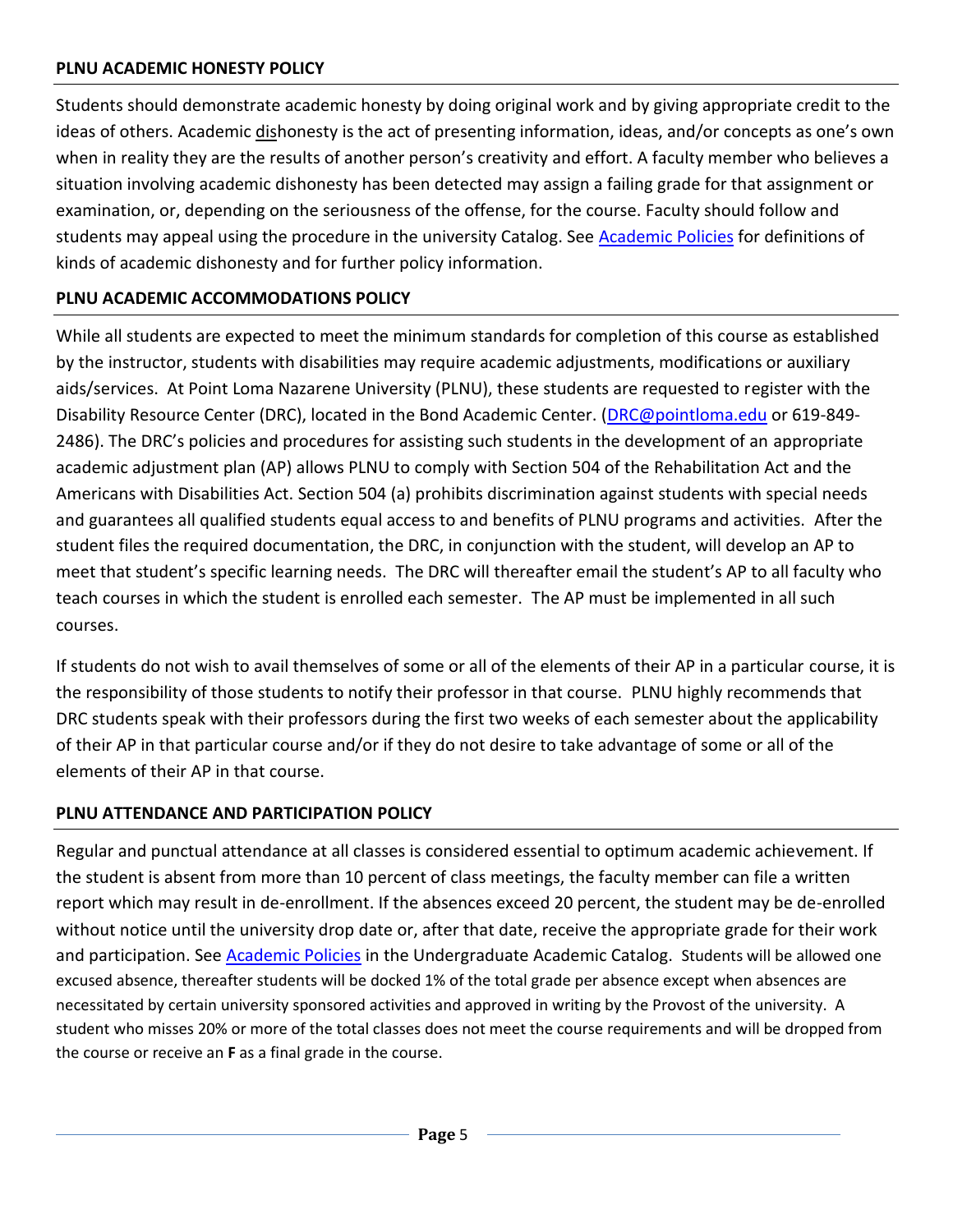**PLNU ACADEMIC HONESTY POLICY**

Students should demonstrate academic honesty by doing original work and by giving appropriate credit to the ideas of others. Academic dishonesty is the act of presenting information, ideas, and/or concepts as one's own when in reality they are the results of another person's creativity and effort. A faculty member who believes a situation involving academic dishonesty has been detected may assign a failing grade for that assignment or examination, or, depending on the seriousness of the offense, for the course. Faculty should follow and students may appeal using the procedure in the university Catalog. See Academic Policies for definitions of kinds of academic dishonesty and for further policy information.

**PLNU ACADEMIC ACCOMMODATIONS POLICY**

While all students are expected to meet the minimum standards for completion of this course as established by the instructor, students with disabilities may require academic adjustments, modifications or auxiliary aids/services. At Point Loma Nazarene University (PLNU), these students are requested to register with the Disability Resource Center (DRC), located in the Bond Academic Center. (DRC@pointloma.edu or 619-849-2486). The DRC's policies and procedures for assisting such students in the development of an appropriate academic adjustment plan (AP) allows PLNU to comply with Section 504 of the Rehabilitation Act and the Americans with Disabilities Act. Section 504 (a) prohibits discrimination against students with special needs and guarantees all qualified students equal access to and benefits of PLNU programs and activities. After the student files the required documentation, the DRC, in conjunction with the student, will develop an AP to meet that student's specific learning needs. The DRC will thereafter email the student's AP to all faculty who teach courses in which the student is enrolled each semester. The AP must be implemented in all such courses.

If students do not wish to avail themselves of some or all of the elements of their AP in a particular course, it is the responsibility of those students to notify their professor in that course. PLNU highly recommends that DRC students speak with their professors during the first two weeks of each semester about the applicability of their AP in that particular course and/or if they do not desire to take advantage of some or all of the elements of their AP in that course.

**PLNU ATTENDANCE AND PARTICIPATION POLICY**

Regular and punctual attendance at all classes is considered essential to optimum academic achievement. If the student is absent from more than 10 percent of class meetings, the faculty member can file a written report which may result in de-enrollment. If the absences exceed 20 percent, the student may be de-enrolled without notice until the university drop date or, after that date, receive the appropriate grade for their work and participation. See Academic Policies in the Undergraduate Academic Catalog. Students will be allowed one excused absence, thereafter students will be docked 1% of the total grade per absence except when absences are necessitated by certain university sponsored activities and approved in writing by the Provost of the university. A student who misses 20% or more of the total classes does not meet the course requirements and will be dropped from the course or receive an **F** as a final grade in the course.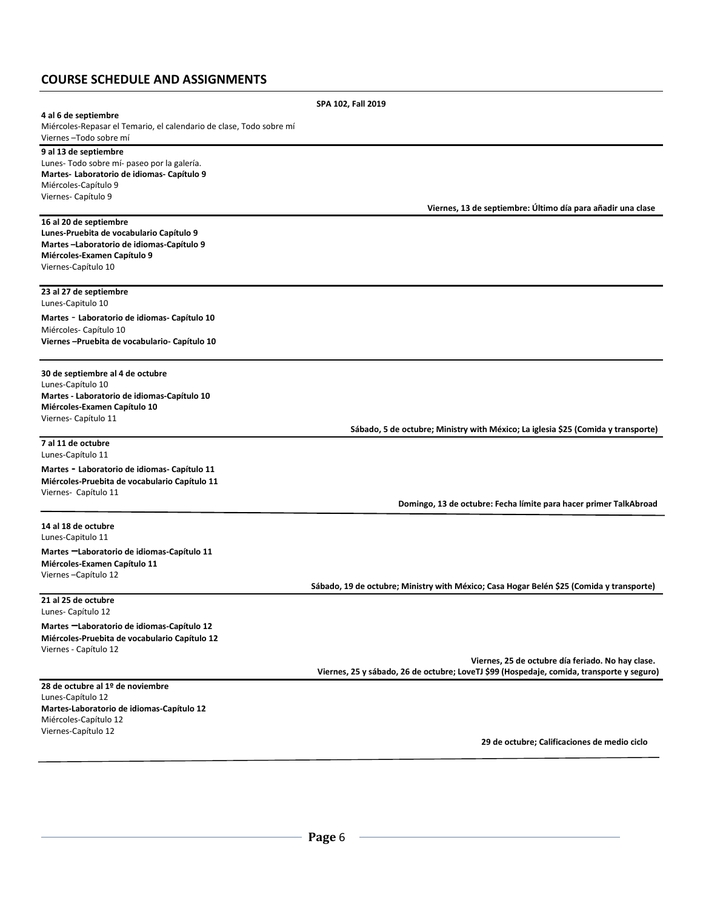## COURSE SCHEDULE AND ASSIGNMENTS

**SPA 102, Fall 2019**

**4 al 6 de septiembre**
Miércoles-Repasar el Temario, el calendario de clase, Todo sobre mí
Viernes –Todo sobre mí

**9 al 13 de septiembre**
Lunes- Todo sobre mí- paseo por la galería.
**Martes- Laboratorio de idiomas- Capítulo 9**
Miércoles-Capítulo 9
Viernes- Capítulo 9

**Viernes, 13 de septiembre: Último día para añadir una clase**

**16 al 20 de septiembre**
**Lunes-Pruebita de vocabulario Capítulo 9**
**Martes –Laboratorio de idiomas-Capítulo 9**
**Miércoles-Examen Capítulo 9**
Viernes-Capítulo 10

**23 al 27 de septiembre**
Lunes-Capitulo 10
**Martes - Laboratorio de idiomas- Capítulo 10**
Miércoles- Capítulo 10
**Viernes –Pruebita de vocabulario- Capítulo 10**

**30 de septiembre al 4 de octubre**
Lunes-Capítulo 10
**Martes - Laboratorio de idiomas-Capítulo 10**
**Miércoles-Examen Capítulo 10**
Viernes- Capítulo 11

**Sábado, 5 de octubre; Ministry with México; La iglesia $25 (Comida y transporte)**

**7 al 11 de octubre**
Lunes-Capítulo 11
**Martes - Laboratorio de idiomas- Capítulo 11**
**Miércoles-Pruebita de vocabulario Capítulo 11**
Viernes- Capítulo 11

**Domingo, 13 de octubre: Fecha límite para hacer primer TalkAbroad**

**14 al 18 de octubre**
Lunes-Capitulo 11
**Martes –Laboratorio de idiomas-Capítulo 11**
**Miércoles-Examen Capítulo 11**
Viernes –Capítulo 12

**Sábado, 19 de octubre; Ministry with México; Casa Hogar Belén $25 (Comida y transporte)**

**21 al 25 de octubre**
Lunes- Capítulo 12
**Martes –Laboratorio de idiomas-Capítulo 12**
**Miércoles-Pruebita de vocabulario Capítulo 12**
Viernes - Capítulo 12

**Viernes, 25 de octubre día feriado. No hay clase.**
**Viernes, 25 y sábado, 26 de octubre; LoveTJ $99 (Hospedaje, comida, transporte y seguro)**

**28 de octubre al 1º de noviembre**
Lunes-Capítulo 12
**Martes-Laboratorio de idiomas-Capítulo 12**
Miércoles-Capítulo 12
Viernes-Capítulo 12

**29 de octubre; Calificaciones de medio ciclo**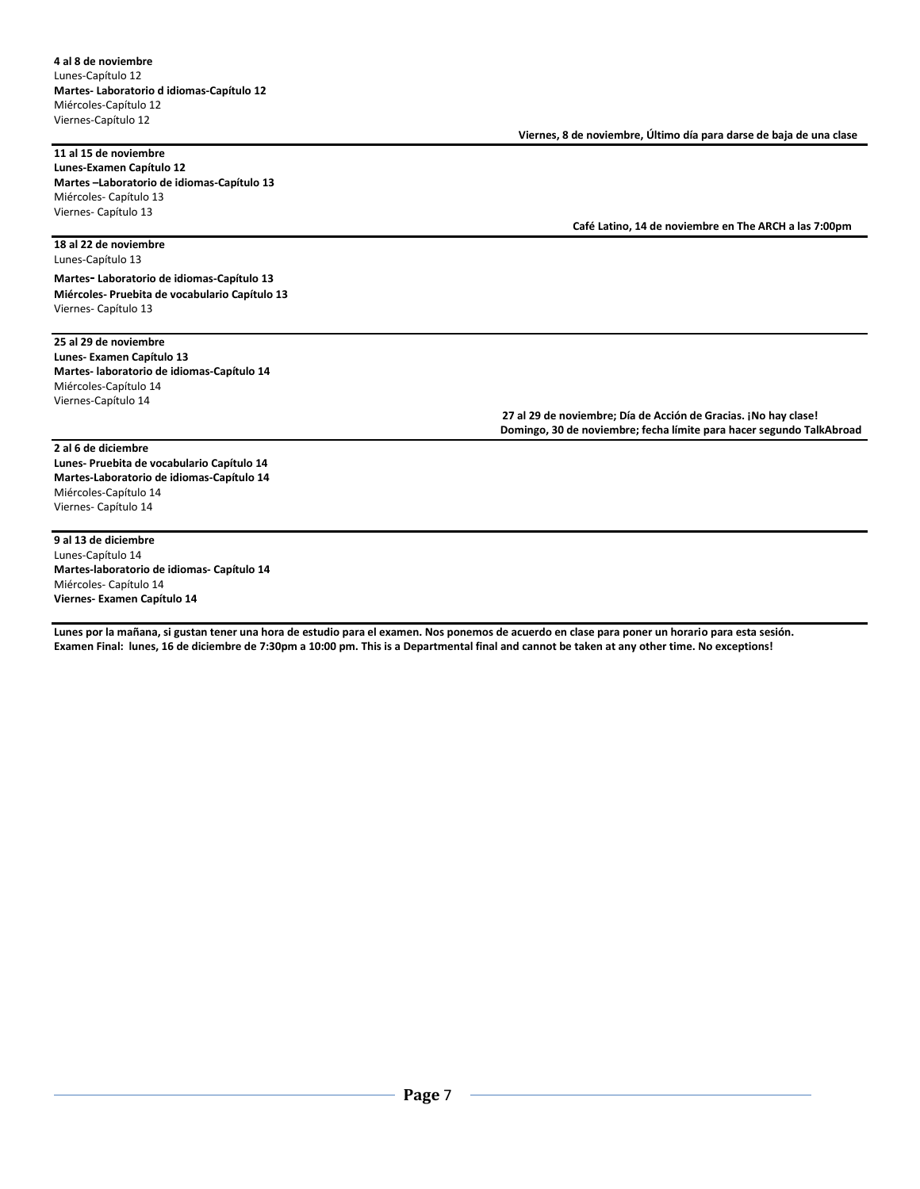**4 al 8 de noviembre**
Lunes-Capítulo 12
**Martes- Laboratorio d idiomas-Capítulo 12**
Miércoles-Capítulo 12
Viernes-Capítulo 12

**Viernes, 8 de noviembre, Último día para darse de baja de una clase**

---

**11 al 15 de noviembre**
**Lunes-Examen Capítulo 12**
**Martes –Laboratorio de idiomas-Capítulo 13**
Miércoles- Capítulo 13
Viernes- Capítulo 13

**Café Latino, 14 de noviembre en The ARCH a las 7:00pm**

---

**18 al 22 de noviembre**
Lunes-Capítulo 13
**Martes- Laboratorio de idiomas-Capítulo 13**
**Miércoles- Pruebita de vocabulario Capítulo 13**
Viernes- Capítulo 13

---

**25 al 29 de noviembre**
**Lunes- Examen Capítulo 13**
**Martes- laboratorio de idiomas-Capítulo 14**
Miércoles-Capítulo 14
Viernes-Capítulo 14

**27 al 29 de noviembre; Día de Acción de Gracias. ¡No hay clase!**
**Domingo, 30 de noviembre; fecha límite para hacer segundo TalkAbroad**

---

**2 al 6 de diciembre**
**Lunes- Pruebita de vocabulario Capítulo 14**
**Martes-Laboratorio de idiomas-Capítulo 14**
Miércoles-Capítulo 14
Viernes- Capítulo 14

---

**9 al 13 de diciembre**
Lunes-Capítulo 14
**Martes-laboratorio de idiomas- Capítulo 14**
Miércoles- Capítulo 14
**Viernes- Examen Capítulo 14**

---

**Lunes por la mañana, si gustan tener una hora de estudio para el examen. Nos ponemos de acuerdo en clase para poner un horario para esta sesión.**
**Examen Final: lunes, 16 de diciembre de 7:30pm a 10:00 pm. This is a Departmental final and cannot be taken at any other time. No exceptions!**